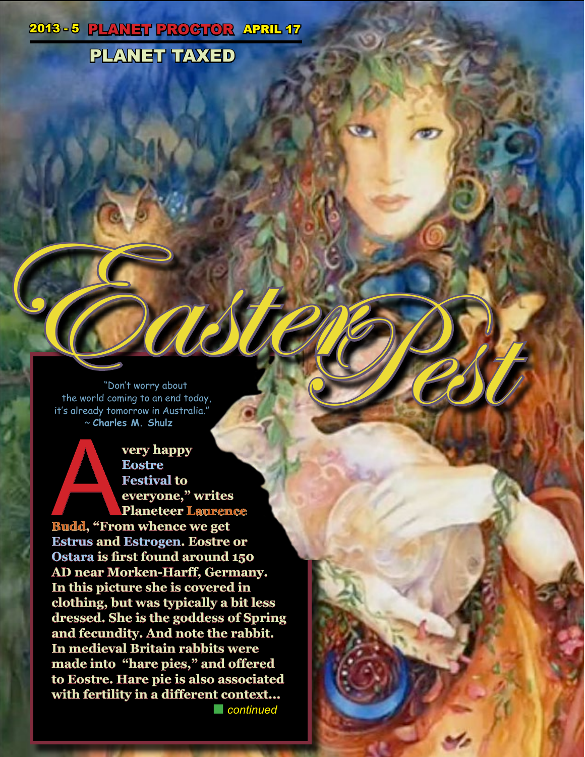2013 - 5 **PLANET PROCTOR** APRIL 17

## PLANET TAXED

# Easter Pest

"Don't worry about the world coming to an end today, it's already tomorrow in Australia."
~ **Charles M. Shulz**

**"A very happy Eostre Festival to everyone," writes Planeteer Laurence Budd, "From whence we get Estrus and Estrogen. Eostre or Ostara is first found around 150 AD near Morken-Harff, Germany. In this picture she is covered in clothing, but was typically a bit less dressed. She is the goddess of Spring and fecundity. And note the rabbit. In medieval Britain rabbits were made into "hare pies," and offered to Eostre. Hare pie is also associated with fertility in a different context...**

*continued*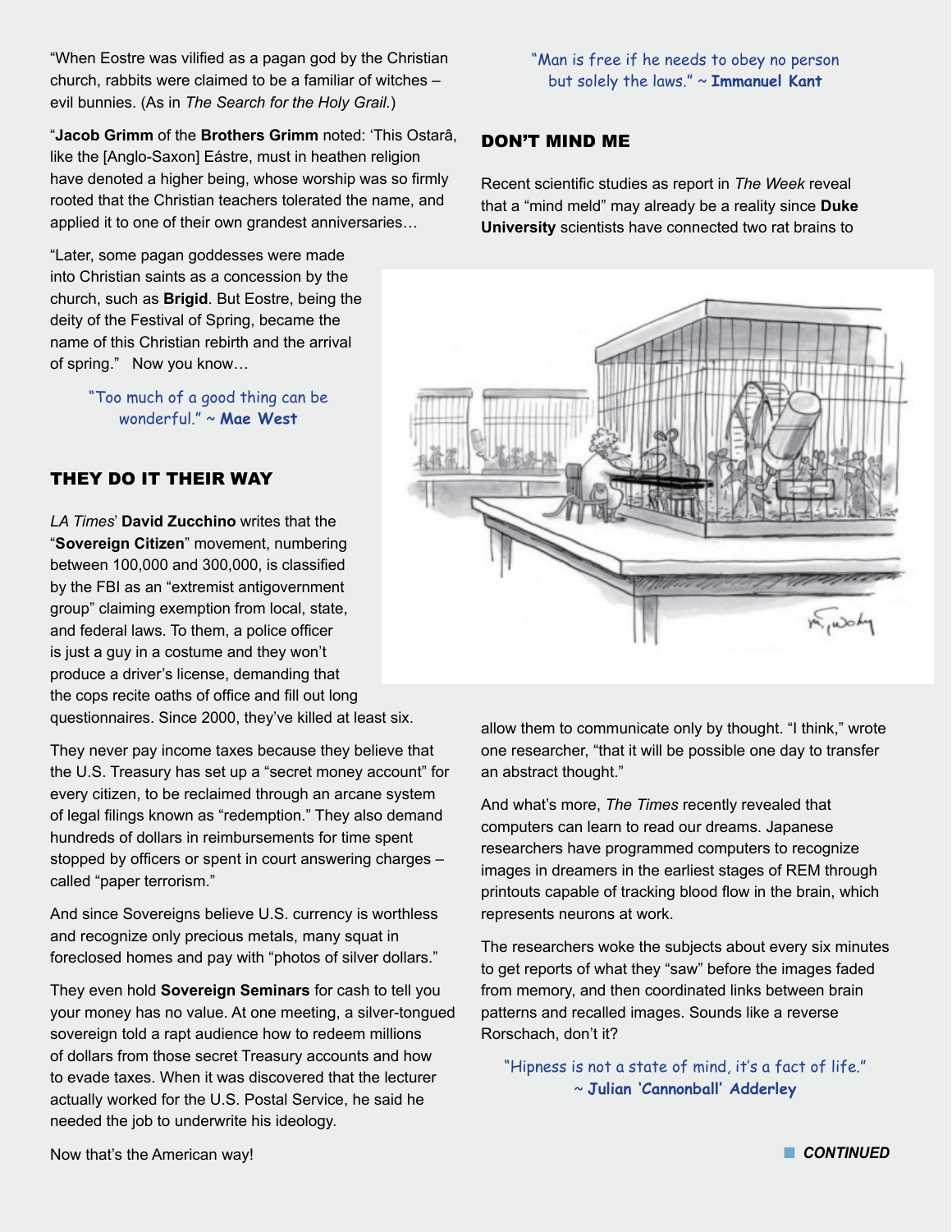"When Eostre was vilified as a pagan god by the Christian church, rabbits were claimed to be a familiar of witches – evil bunnies. (As in *The Search for the Holy Grail.*)

"**Jacob Grimm** of the **Brothers Grimm** noted: 'This Ostarâ, like the [Anglo-Saxon] Eástre, must in heathen religion have denoted a higher being, whose worship was so firmly rooted that the Christian teachers tolerated the name, and applied it to one of their own grandest anniversaries…

"Later, some pagan goddesses were made into Christian saints as a concession by the church, such as **Brigid**. But Eostre, being the deity of the Festival of Spring, became the name of this Christian rebirth and the arrival of spring." Now you know…

"Too much of a good thing can be wonderful." ~ **Mae West**

## THEY DO IT THEIR WAY

*LA Times*' **David Zucchino** writes that the "**Sovereign Citizen**" movement, numbering between 100,000 and 300,000, is classified by the FBI as an "extremist antigovernment group" claiming exemption from local, state, and federal laws. To them, a police officer is just a guy in a costume and they won't produce a driver's license, demanding that the cops recite oaths of office and fill out long questionnaires. Since 2000, they've killed at least six.

They never pay income taxes because they believe that the U.S. Treasury has set up a "secret money account" for every citizen, to be reclaimed through an arcane system of legal filings known as "redemption." They also demand hundreds of dollars in reimbursements for time spent stopped by officers or spent in court answering charges – called "paper terrorism."

And since Sovereigns believe U.S. currency is worthless and recognize only precious metals, many squat in foreclosed homes and pay with "photos of silver dollars."

They even hold **Sovereign Seminars** for cash to tell you your money has no value. At one meeting, a silver-tongued sovereign told a rapt audience how to redeem millions of dollars from those secret Treasury accounts and how to evade taxes. When it was discovered that the lecturer actually worked for the U.S. Postal Service, he said he needed the job to underwrite his ideology.

Now that's the American way!

"Man is free if he needs to obey no person but solely the laws." ~ **Immanuel Kant**

## DON'T MIND ME

Recent scientific studies as report in *The Week* reveal that a "mind meld" may already be a reality since **Duke University** scientists have connected two rat brains to allow them to communicate only by thought. "I think," wrote one researcher, "that it will be possible one day to transfer an abstract thought."

And what's more, *The Times* recently revealed that computers can learn to read our dreams. Japanese researchers have programmed computers to recognize images in dreamers in the earliest stages of REM through printouts capable of tracking blood flow in the brain, which represents neurons at work.

The researchers woke the subjects about every six minutes to get reports of what they "saw" before the images faded from memory, and then coordinated links between brain patterns and recalled images. Sounds like a reverse Rorschach, don't it?

"Hipness is not a state of mind, it's a fact of life." ~ **Julian 'Cannonball' Adderley**

***CONTINUED***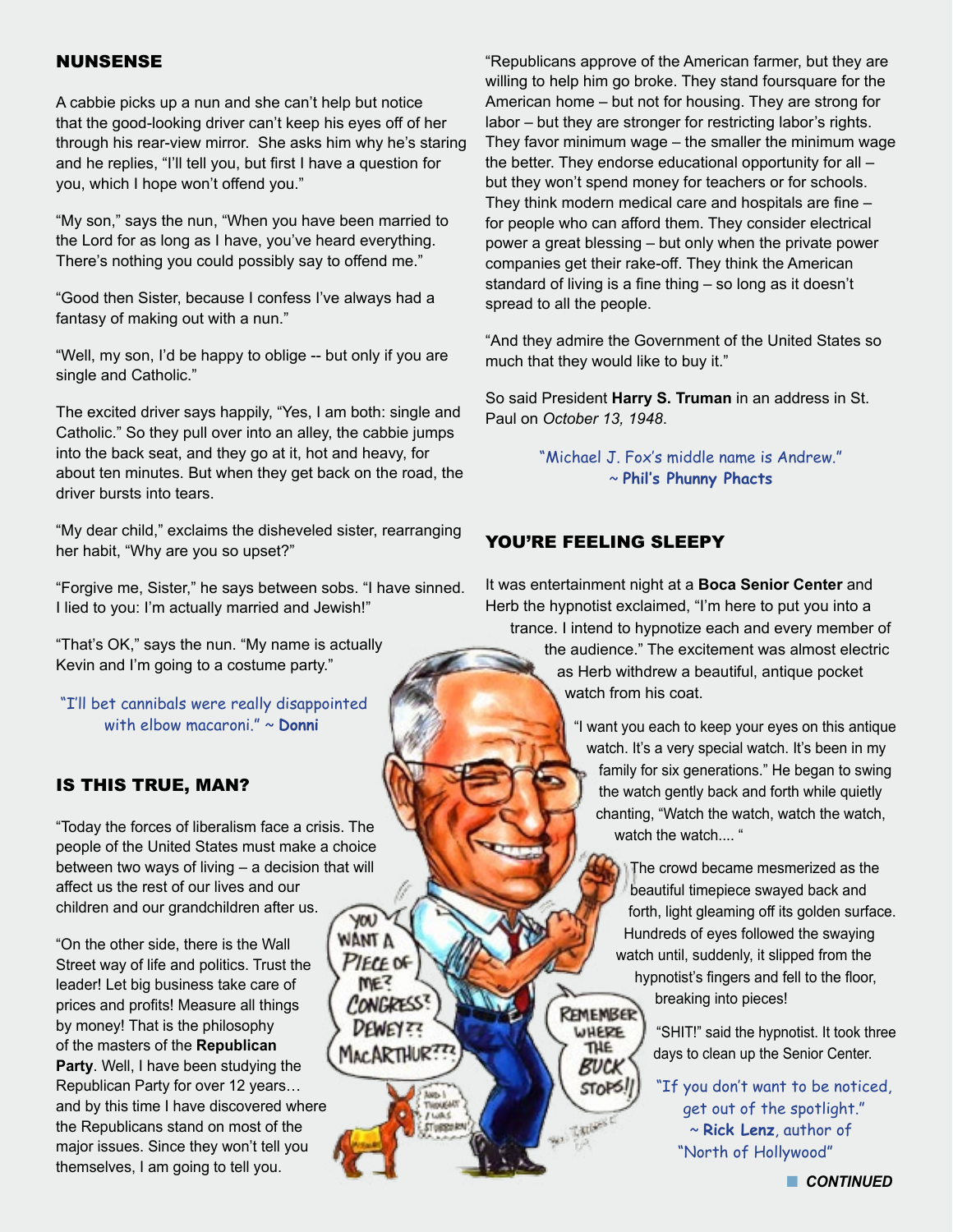## NUNSENSE

A cabbie picks up a nun and she can't help but notice that the good-looking driver can't keep his eyes off of her through his rear-view mirror. She asks him why he's staring and he replies, "I'll tell you, but first I have a question for you, which I hope won't offend you."

"My son," says the nun, "When you have been married to the Lord for as long as I have, you've heard everything. There's nothing you could possibly say to offend me."

"Good then Sister, because I confess I've always had a fantasy of making out with a nun."

"Well, my son, I'd be happy to oblige -- but only if you are single and Catholic."

The excited driver says happily, "Yes, I am both: single and Catholic." So they pull over into an alley, the cabbie jumps into the back seat, and they go at it, hot and heavy, for about ten minutes. But when they get back on the road, the driver bursts into tears.

"My dear child," exclaims the disheveled sister, rearranging her habit, "Why are you so upset?"

"Forgive me, Sister," he says between sobs. "I have sinned. I lied to you: I'm actually married and Jewish!"

"That's OK," says the nun. "My name is actually Kevin and I'm going to a costume party."

"I'll bet cannibals were really disappointed with elbow macaroni." ~ **Donni**

## IS THIS TRUE, MAN?

"Today the forces of liberalism face a crisis. The people of the United States must make a choice between two ways of living – a decision that will affect us the rest of our lives and our children and our grandchildren after us.

"On the other side, there is the Wall Street way of life and politics. Trust the leader! Let big business take care of prices and profits! Measure all things by money! That is the philosophy of the masters of the **Republican Party**. Well, I have been studying the Republican Party for over 12 years… and by this time I have discovered where the Republicans stand on most of the major issues. Since they won't tell you themselves, I am going to tell you.

"Republicans approve of the American farmer, but they are willing to help him go broke. They stand foursquare for the American home – but not for housing. They are strong for labor – but they are stronger for restricting labor's rights. They favor minimum wage – the smaller the minimum wage the better. They endorse educational opportunity for all – but they won't spend money for teachers or for schools. They think modern medical care and hospitals are fine – for people who can afford them. They consider electrical power a great blessing – but only when the private power companies get their rake-off. They think the American standard of living is a fine thing – so long as it doesn't spread to all the people.

"And they admire the Government of the United States so much that they would like to buy it."

So said President **Harry S. Truman** in an address in St. Paul on *October 13, 1948*.

"Michael J. Fox's middle name is Andrew." ~ **Phil's Phunny Phacts**

## YOU'RE FEELING SLEEPY

It was entertainment night at a **Boca Senior Center** and Herb the hypnotist exclaimed, "I'm here to put you into a trance. I intend to hypnotize each and every member of the audience." The excitement was almost electric as Herb withdrew a beautiful, antique pocket watch from his coat.

"I want you each to keep your eyes on this antique watch. It's a very special watch. It's been in my family for six generations." He began to swing the watch gently back and forth while quietly chanting, "Watch the watch, watch the watch, watch the watch.... "

The crowd became mesmerized as the beautiful timepiece swayed back and forth, light gleaming off its golden surface. Hundreds of eyes followed the swaying watch until, suddenly, it slipped from the hypnotist's fingers and fell to the floor, breaking into pieces!

"SHIT!" said the hypnotist. It took three days to clean up the Senior Center.

"If you don't want to be noticed, get out of the spotlight." ~ **Rick Lenz**, author of "North of Hollywood"

***CONTINUED***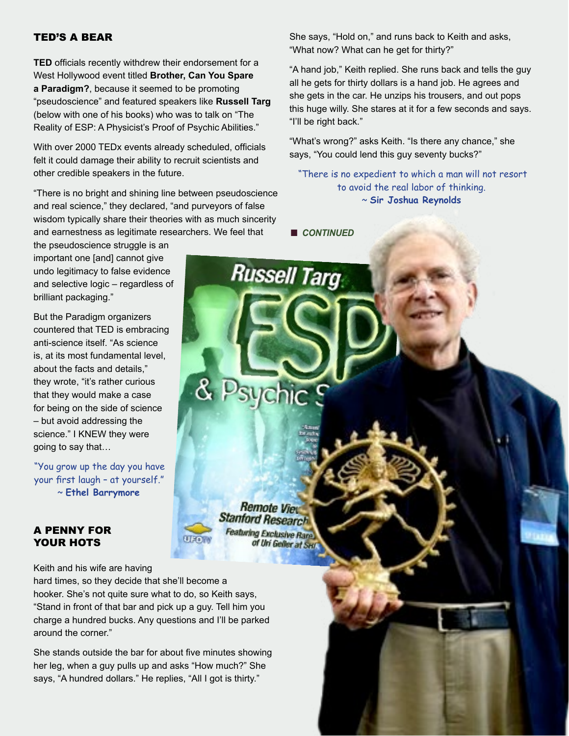## TED'S A BEAR

**TED** officials recently withdrew their endorsement for a West Hollywood event titled **Brother, Can You Spare a Paradigm?**, because it seemed to be promoting "pseudoscience" and featured speakers like **Russell Targ** (below with one of his books) who was to talk on "The Reality of ESP: A Physicist's Proof of Psychic Abilities."

With over 2000 TEDx events already scheduled, officials felt it could damage their ability to recruit scientists and other credible speakers in the future.

"There is no bright and shining line between pseudoscience and real science," they declared, "and purveyors of false wisdom typically share their theories with as much sincerity and earnestness as legitimate researchers. We feel that the pseudoscience struggle is an important one [and] cannot give undo legitimacy to false evidence and selective logic – regardless of brilliant packaging."

But the Paradigm organizers countered that TED is embracing anti-science itself. "As science is, at its most fundamental level, about the facts and details," they wrote, "it's rather curious that they would make a case for being on the side of science – but avoid addressing the science." I KNEW they were going to say that…

"You grow up the day you have your first laugh – at yourself."
~ **Ethel Barrymore**

## A PENNY FOR YOUR HOTS

Keith and his wife are having hard times, so they decide that she'll become a hooker. She's not quite sure what to do, so Keith says, "Stand in front of that bar and pick up a guy. Tell him you charge a hundred bucks. Any questions and I'll be parked around the corner."

She stands outside the bar for about five minutes showing her leg, when a guy pulls up and asks "How much?" She says, "A hundred dollars." He replies, "All I got is thirty."

She says, "Hold on," and runs back to Keith and asks, "What now? What can he get for thirty?"

"A hand job," Keith replied. She runs back and tells the guy all he gets for thirty dollars is a hand job. He agrees and she gets in the car. He unzips his trousers, and out pops this huge willy. She stares at it for a few seconds and says. "I'll be right back."

"What's wrong?" asks Keith. "Is there any chance," she says, "You could lend this guy seventy bucks?"

"There is no expedient to which a man will not resort to avoid the real labor of thinking.
~ **Sir Joshua Reynolds**

■ ***CONTINUED***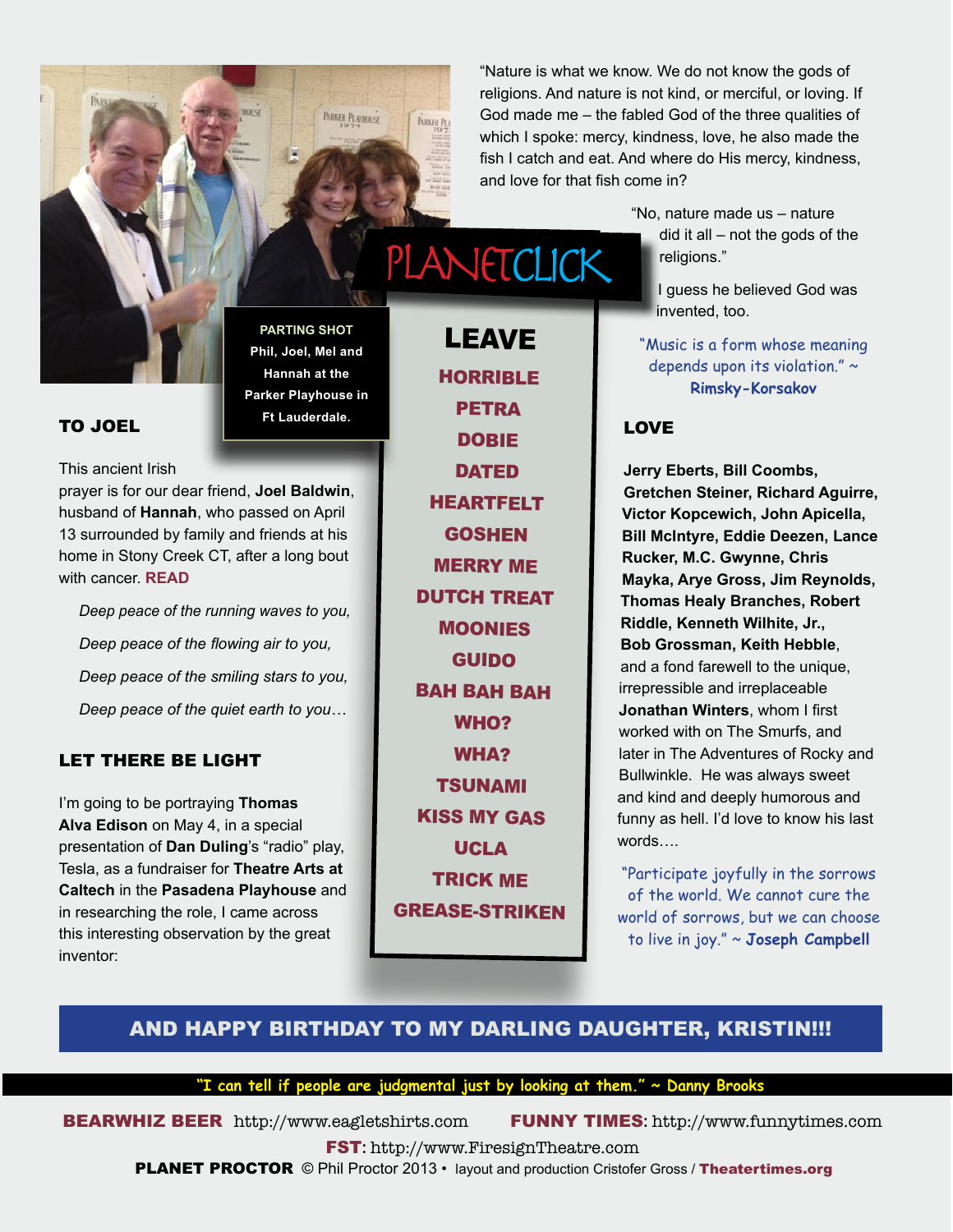PARTING SHOT
Phil, Joel, Mel and Hannah at the Parker Playhouse in Ft Lauderdale.

## TO JOEL

This ancient Irish prayer is for our dear friend, **Joel Baldwin**, husband of **Hannah**, who passed on April 13 surrounded by family and friends at his home in Stony Creek CT, after a long bout with cancer. **READ**

*Deep peace of the running waves to you,*

*Deep peace of the flowing air to you,*

*Deep peace of the smiling stars to you,*

*Deep peace of the quiet earth to you…*

## LET THERE BE LIGHT

I'm going to be portraying **Thomas Alva Edison** on May 4, in a special presentation of **Dan Duling**'s "radio" play, Tesla, as a fundraiser for **Theatre Arts at Caltech** in the **Pasadena Playhouse** and in researching the role, I came across this interesting observation by the great inventor:

"Nature is what we know. We do not know the gods of religions. And nature is not kind, or merciful, or loving. If God made me – the fabled God of the three qualities of which I spoke: mercy, kindness, love, he also made the fish I catch and eat. And where do His mercy, kindness, and love for that fish come in?

"No, nature made us – nature did it all – not the gods of the religions."

I guess he believed God was invented, too.

"Music is a form whose meaning depends upon its violation." ~ **Rimsky-Korsakov**

## PLANETCLICK

### LEAVE

**HORRIBLE**
**PETRA**
**DOBIE**
**DATED**
**HEARTFELT**
**GOSHEN**
**MERRY ME**
**DUTCH TREAT**
**MOONIES**
**GUIDO**
**BAH BAH BAH**
**WHO?**
**WHA?**
**TSUNAMI**
**KISS MY GAS**
**UCLA**
**TRICK ME**
**GREASE-STRIKEN**

## LOVE

**Jerry Eberts, Bill Coombs, Gretchen Steiner, Richard Aguirre, Victor Kopcewich, John Apicella, Bill McIntyre, Eddie Deezen, Lance Rucker, M.C. Gwynne, Chris Mayka, Arye Gross, Jim Reynolds, Thomas Healy Branches, Robert Riddle, Kenneth Wilhite, Jr., Bob Grossman, Keith Hebble**, and a fond farewell to the unique, irrepressible and irreplaceable **Jonathan Winters**, whom I first worked with on The Smurfs, and later in The Adventures of Rocky and Bullwinkle. He was always sweet and kind and deeply humorous and funny as hell. I'd love to know his last words….

"Participate joyfully in the sorrows of the world. We cannot cure the world of sorrows, but we can choose to live in joy." ~ ***Joseph Campbell***

## AND HAPPY BIRTHDAY TO MY DARLING DAUGHTER, KRISTIN!!!

"I can tell if people are judgmental just by looking at them." ~ Danny Brooks

**BEARWHIZ BEER** http://www.eagletshirts.com **FUNNY TIMES**: http://www.funnytimes.com

**FST**: http://www.FiresignTheatre.com

**PLANET PROCTOR** © Phil Proctor 2013 • layout and production Cristofer Gross / **Theatertimes.org**